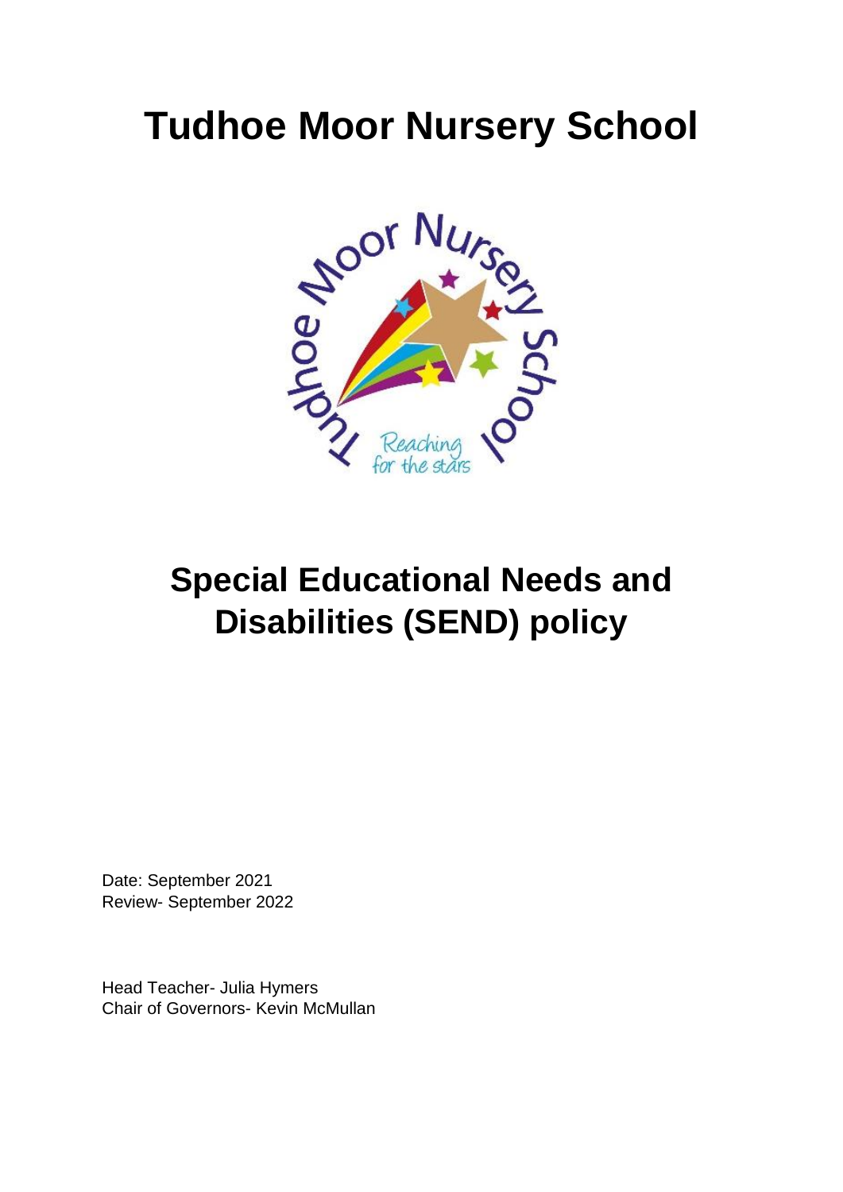# Tudhoe Moor Nursery School

# Special Educational Needs and Disabilities (SEND) policy

Date: September 2021
Review- September 2022

Head Teacher- Julia Hymers
Chair of Governors- Kevin McMullan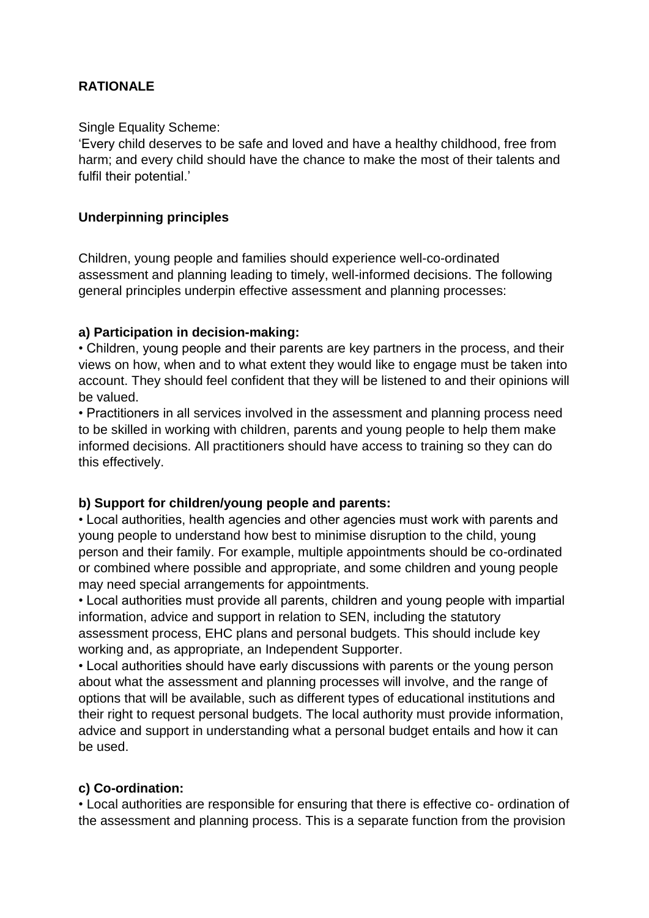**RATIONALE**

Single Equality Scheme:
'Every child deserves to be safe and loved and have a healthy childhood, free from harm; and every child should have the chance to make the most of their talents and fulfil their potential.'

**Underpinning principles**

Children, young people and families should experience well-co-ordinated assessment and planning leading to timely, well-informed decisions. The following general principles underpin effective assessment and planning processes:

**a) Participation in decision-making:**

• Children, young people and their parents are key partners in the process, and their views on how, when and to what extent they would like to engage must be taken into account. They should feel confident that they will be listened to and their opinions will be valued.

• Practitioners in all services involved in the assessment and planning process need to be skilled in working with children, parents and young people to help them make informed decisions. All practitioners should have access to training so they can do this effectively.

**b) Support for children/young people and parents:**

• Local authorities, health agencies and other agencies must work with parents and young people to understand how best to minimise disruption to the child, young person and their family. For example, multiple appointments should be co-ordinated or combined where possible and appropriate, and some children and young people may need special arrangements for appointments.

• Local authorities must provide all parents, children and young people with impartial information, advice and support in relation to SEN, including the statutory assessment process, EHC plans and personal budgets. This should include key working and, as appropriate, an Independent Supporter.

• Local authorities should have early discussions with parents or the young person about what the assessment and planning processes will involve, and the range of options that will be available, such as different types of educational institutions and their right to request personal budgets. The local authority must provide information, advice and support in understanding what a personal budget entails and how it can be used.

**c) Co-ordination:**

• Local authorities are responsible for ensuring that there is effective co- ordination of the assessment and planning process. This is a separate function from the provision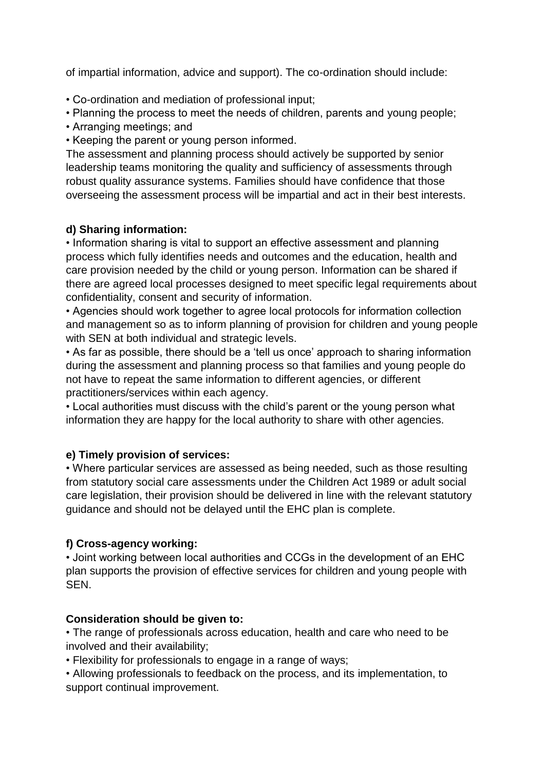of impartial information, advice and support). The co-ordination should include:

- Co-ordination and mediation of professional input;
- Planning the process to meet the needs of children, parents and young people;
- Arranging meetings; and
- Keeping the parent or young person informed.

The assessment and planning process should actively be supported by senior leadership teams monitoring the quality and sufficiency of assessments through robust quality assurance systems. Families should have confidence that those overseeing the assessment process will be impartial and act in their best interests.

**d) Sharing information:**

- Information sharing is vital to support an effective assessment and planning process which fully identifies needs and outcomes and the education, health and care provision needed by the child or young person. Information can be shared if there are agreed local processes designed to meet specific legal requirements about confidentiality, consent and security of information.
- Agencies should work together to agree local protocols for information collection and management so as to inform planning of provision for children and young people with SEN at both individual and strategic levels.
- As far as possible, there should be a 'tell us once' approach to sharing information during the assessment and planning process so that families and young people do not have to repeat the same information to different agencies, or different practitioners/services within each agency.
- Local authorities must discuss with the child's parent or the young person what information they are happy for the local authority to share with other agencies.

**e) Timely provision of services:**

- Where particular services are assessed as being needed, such as those resulting from statutory social care assessments under the Children Act 1989 or adult social care legislation, their provision should be delivered in line with the relevant statutory guidance and should not be delayed until the EHC plan is complete.

**f) Cross-agency working:**

- Joint working between local authorities and CCGs in the development of an EHC plan supports the provision of effective services for children and young people with SEN.

**Consideration should be given to:**

- The range of professionals across education, health and care who need to be involved and their availability;
- Flexibility for professionals to engage in a range of ways;
- Allowing professionals to feedback on the process, and its implementation, to support continual improvement.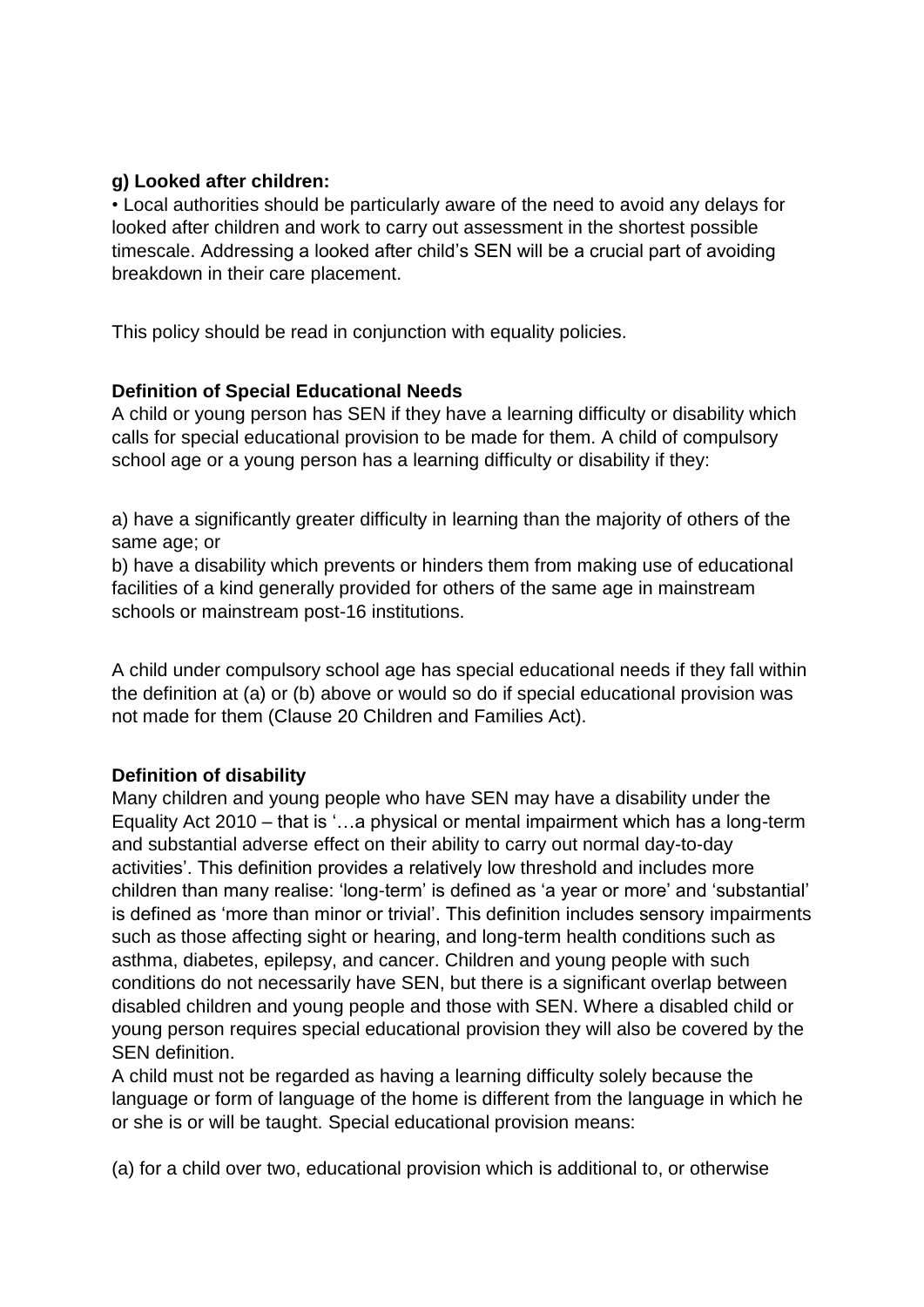**g) Looked after children:**

• Local authorities should be particularly aware of the need to avoid any delays for looked after children and work to carry out assessment in the shortest possible timescale. Addressing a looked after child's SEN will be a crucial part of avoiding breakdown in their care placement.

This policy should be read in conjunction with equality policies.

**Definition of Special Educational Needs**

A child or young person has SEN if they have a learning difficulty or disability which calls for special educational provision to be made for them. A child of compulsory school age or a young person has a learning difficulty or disability if they:

a) have a significantly greater difficulty in learning than the majority of others of the same age; or
b) have a disability which prevents or hinders them from making use of educational facilities of a kind generally provided for others of the same age in mainstream schools or mainstream post-16 institutions.

A child under compulsory school age has special educational needs if they fall within the definition at (a) or (b) above or would so do if special educational provision was not made for them (Clause 20 Children and Families Act).

**Definition of disability**

Many children and young people who have SEN may have a disability under the Equality Act 2010 – that is '…a physical or mental impairment which has a long-term and substantial adverse effect on their ability to carry out normal day-to-day activities'. This definition provides a relatively low threshold and includes more children than many realise: 'long-term' is defined as 'a year or more' and 'substantial' is defined as 'more than minor or trivial'. This definition includes sensory impairments such as those affecting sight or hearing, and long-term health conditions such as asthma, diabetes, epilepsy, and cancer. Children and young people with such conditions do not necessarily have SEN, but there is a significant overlap between disabled children and young people and those with SEN. Where a disabled child or young person requires special educational provision they will also be covered by the SEN definition.
A child must not be regarded as having a learning difficulty solely because the language or form of language of the home is different from the language in which he or she is or will be taught. Special educational provision means:

(a) for a child over two, educational provision which is additional to, or otherwise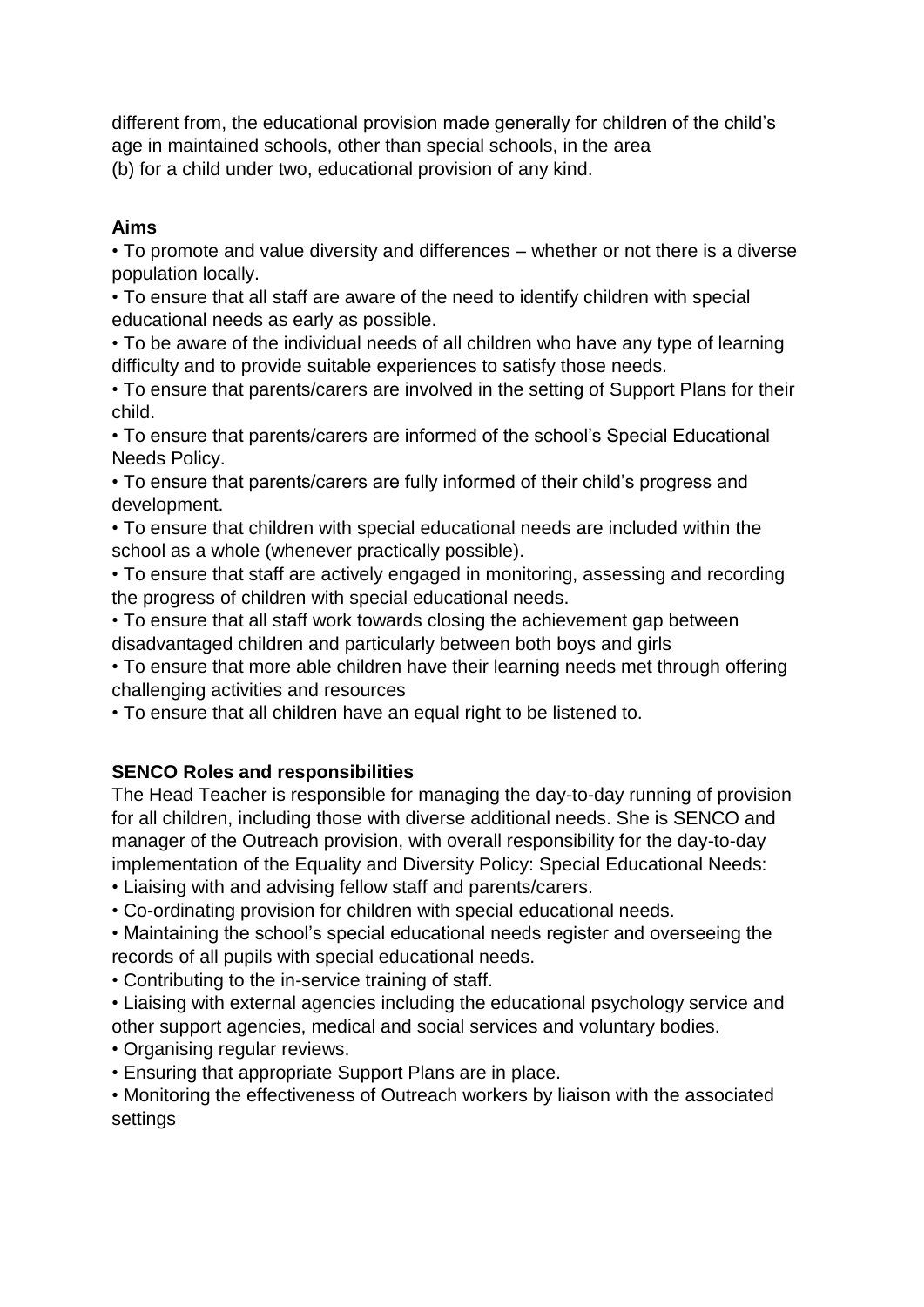different from, the educational provision made generally for children of the child's age in maintained schools, other than special schools, in the area
(b) for a child under two, educational provision of any kind.

**Aims**

- To promote and value diversity and differences – whether or not there is a diverse population locally.
- To ensure that all staff are aware of the need to identify children with special educational needs as early as possible.
- To be aware of the individual needs of all children who have any type of learning difficulty and to provide suitable experiences to satisfy those needs.
- To ensure that parents/carers are involved in the setting of Support Plans for their child.
- To ensure that parents/carers are informed of the school's Special Educational Needs Policy.
- To ensure that parents/carers are fully informed of their child's progress and development.
- To ensure that children with special educational needs are included within the school as a whole (whenever practically possible).
- To ensure that staff are actively engaged in monitoring, assessing and recording the progress of children with special educational needs.
- To ensure that all staff work towards closing the achievement gap between disadvantaged children and particularly between both boys and girls
- To ensure that more able children have their learning needs met through offering challenging activities and resources
- To ensure that all children have an equal right to be listened to.

**SENCO Roles and responsibilities**

The Head Teacher is responsible for managing the day-to-day running of provision for all children, including those with diverse additional needs. She is SENCO and manager of the Outreach provision, with overall responsibility for the day-to-day implementation of the Equality and Diversity Policy: Special Educational Needs:

- Liaising with and advising fellow staff and parents/carers.
- Co-ordinating provision for children with special educational needs.
- Maintaining the school's special educational needs register and overseeing the records of all pupils with special educational needs.
- Contributing to the in-service training of staff.
- Liaising with external agencies including the educational psychology service and other support agencies, medical and social services and voluntary bodies.
- Organising regular reviews.
- Ensuring that appropriate Support Plans are in place.
- Monitoring the effectiveness of Outreach workers by liaison with the associated settings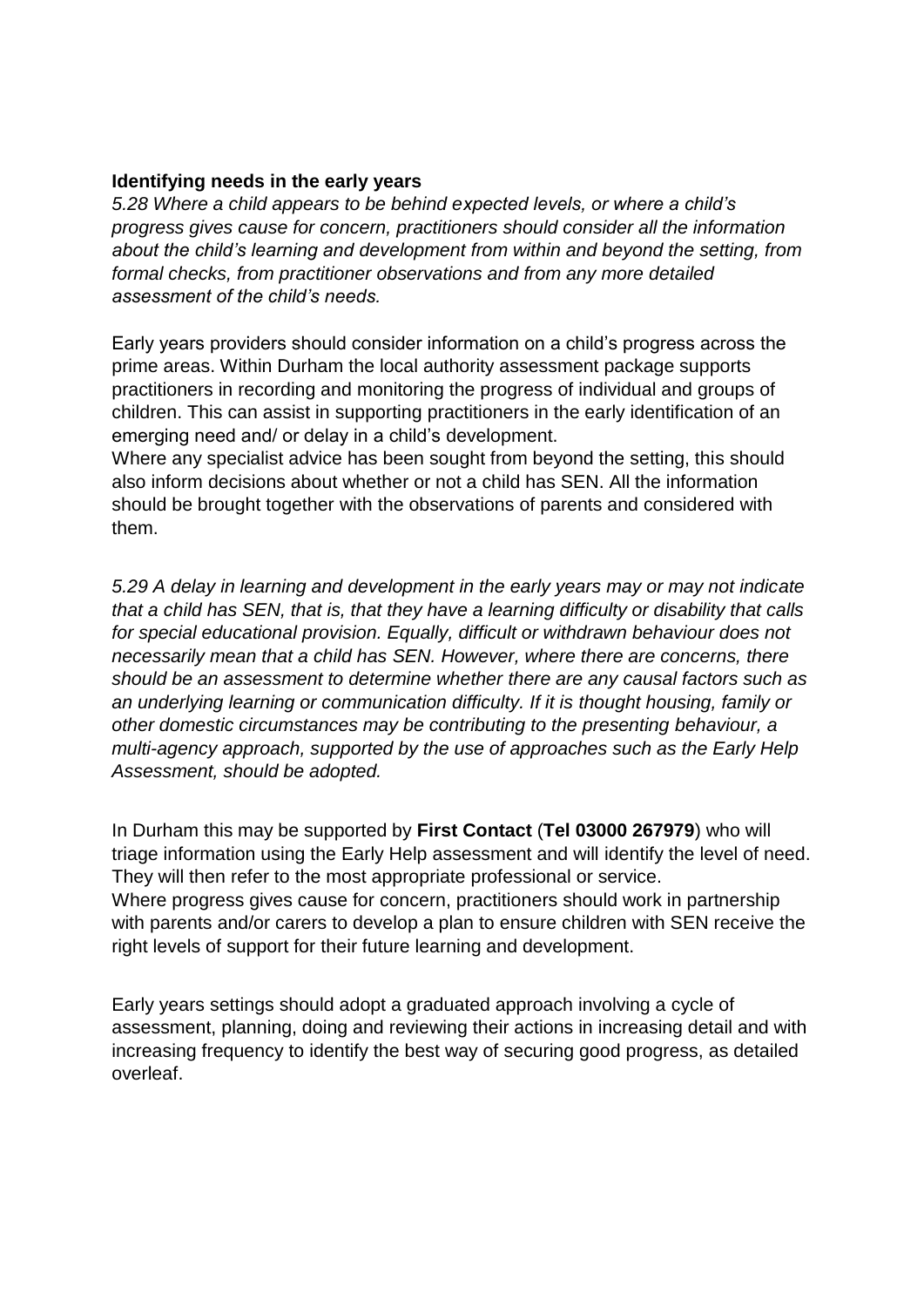**Identifying needs in the early years**

*5.28 Where a child appears to be behind expected levels, or where a child's progress gives cause for concern, practitioners should consider all the information about the child's learning and development from within and beyond the setting, from formal checks, from practitioner observations and from any more detailed assessment of the child's needs.*

Early years providers should consider information on a child's progress across the prime areas. Within Durham the local authority assessment package supports practitioners in recording and monitoring the progress of individual and groups of children. This can assist in supporting practitioners in the early identification of an emerging need and/ or delay in a child's development.

Where any specialist advice has been sought from beyond the setting, this should also inform decisions about whether or not a child has SEN. All the information should be brought together with the observations of parents and considered with them.

*5.29 A delay in learning and development in the early years may or may not indicate that a child has SEN, that is, that they have a learning difficulty or disability that calls for special educational provision. Equally, difficult or withdrawn behaviour does not necessarily mean that a child has SEN. However, where there are concerns, there should be an assessment to determine whether there are any causal factors such as an underlying learning or communication difficulty. If it is thought housing, family or other domestic circumstances may be contributing to the presenting behaviour, a multi-agency approach, supported by the use of approaches such as the Early Help Assessment, should be adopted.*

In Durham this may be supported by **First Contact** (**Tel 03000 267979**) who will triage information using the Early Help assessment and will identify the level of need. They will then refer to the most appropriate professional or service.

Where progress gives cause for concern, practitioners should work in partnership with parents and/or carers to develop a plan to ensure children with SEN receive the right levels of support for their future learning and development.

Early years settings should adopt a graduated approach involving a cycle of assessment, planning, doing and reviewing their actions in increasing detail and with increasing frequency to identify the best way of securing good progress, as detailed overleaf.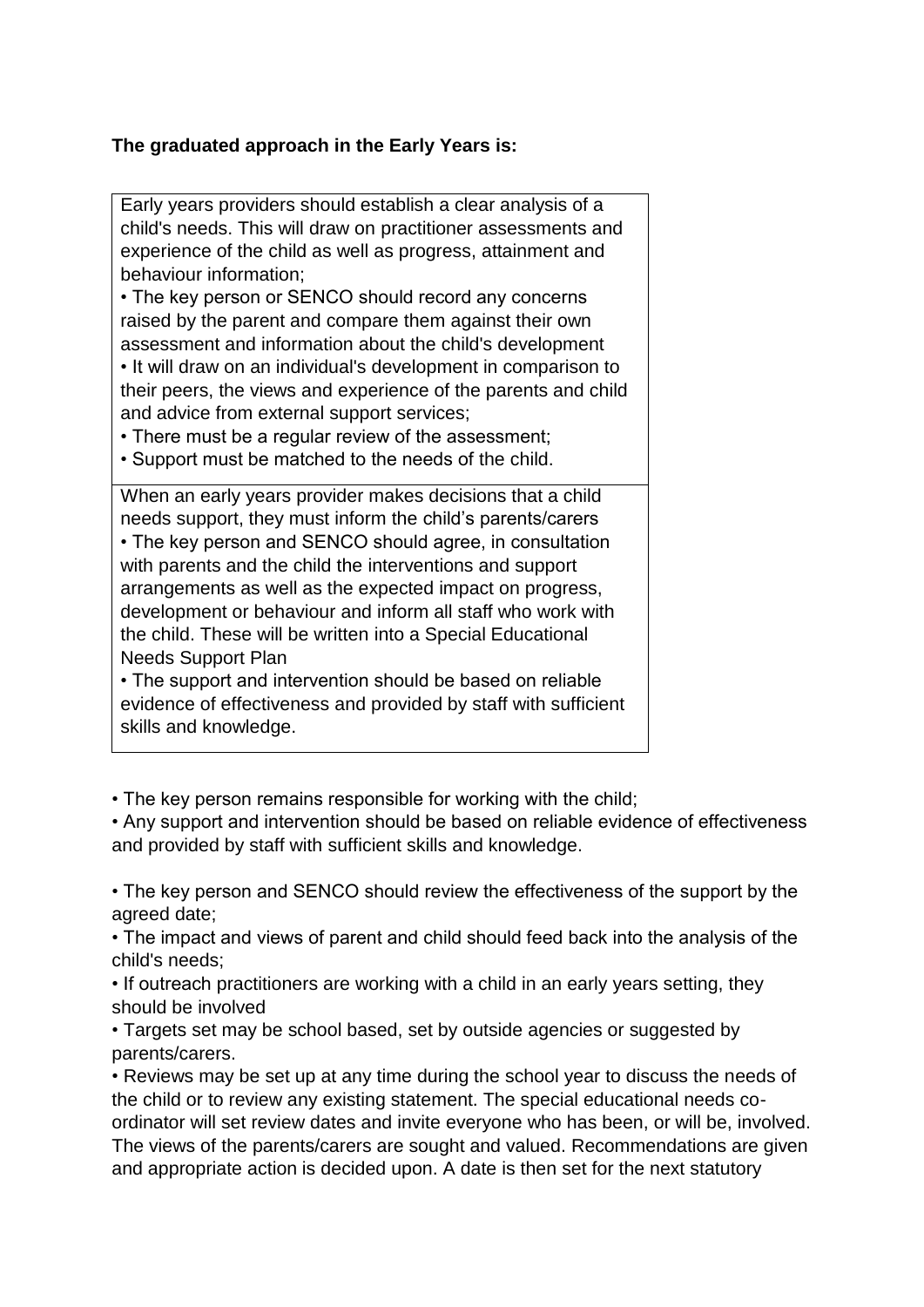**The graduated approach in the Early Years is:**

| |
|---|
| Early years providers should establish a clear analysis of a child's needs. This will draw on practitioner assessments and experience of the child as well as progress, attainment and behaviour information;<br>• The key person or SENCO should record any concerns raised by the parent and compare them against their own assessment and information about the child's development<br>• It will draw on an individual's development in comparison to their peers, the views and experience of the parents and child and advice from external support services;<br>• There must be a regular review of the assessment;<br>• Support must be matched to the needs of the child. |
| When an early years provider makes decisions that a child needs support, they must inform the child's parents/carers<br>• The key person and SENCO should agree, in consultation with parents and the child the interventions and support arrangements as well as the expected impact on progress, development or behaviour and inform all staff who work with the child. These will be written into a Special Educational Needs Support Plan<br>• The support and intervention should be based on reliable evidence of effectiveness and provided by staff with sufficient skills and knowledge. |

• The key person remains responsible for working with the child;
• Any support and intervention should be based on reliable evidence of effectiveness and provided by staff with sufficient skills and knowledge.

• The key person and SENCO should review the effectiveness of the support by the agreed date;
• The impact and views of parent and child should feed back into the analysis of the child's needs;
• If outreach practitioners are working with a child in an early years setting, they should be involved
• Targets set may be school based, set by outside agencies or suggested by parents/carers.
• Reviews may be set up at any time during the school year to discuss the needs of the child or to review any existing statement. The special educational needs co-ordinator will set review dates and invite everyone who has been, or will be, involved. The views of the parents/carers are sought and valued. Recommendations are given and appropriate action is decided upon. A date is then set for the next statutory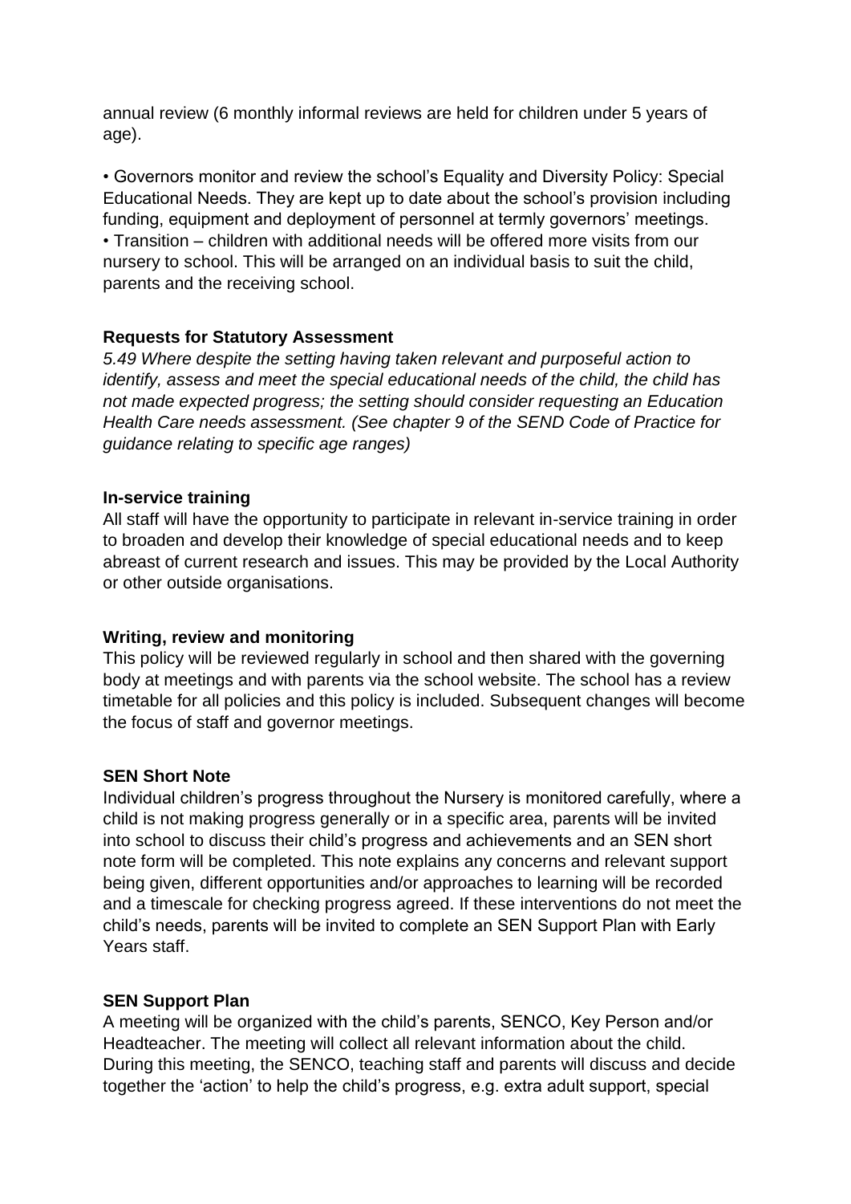annual review (6 monthly informal reviews are held for children under 5 years of age).

- Governors monitor and review the school's Equality and Diversity Policy: Special Educational Needs. They are kept up to date about the school's provision including funding, equipment and deployment of personnel at termly governors' meetings.
- Transition – children with additional needs will be offered more visits from our nursery to school. This will be arranged on an individual basis to suit the child, parents and the receiving school.

**Requests for Statutory Assessment**

*5.49 Where despite the setting having taken relevant and purposeful action to identify, assess and meet the special educational needs of the child, the child has not made expected progress; the setting should consider requesting an Education Health Care needs assessment. (See chapter 9 of the SEND Code of Practice for guidance relating to specific age ranges)*

**In-service training**

All staff will have the opportunity to participate in relevant in-service training in order to broaden and develop their knowledge of special educational needs and to keep abreast of current research and issues. This may be provided by the Local Authority or other outside organisations.

**Writing, review and monitoring**

This policy will be reviewed regularly in school and then shared with the governing body at meetings and with parents via the school website. The school has a review timetable for all policies and this policy is included. Subsequent changes will become the focus of staff and governor meetings.

**SEN Short Note**

Individual children's progress throughout the Nursery is monitored carefully, where a child is not making progress generally or in a specific area, parents will be invited into school to discuss their child's progress and achievements and an SEN short note form will be completed. This note explains any concerns and relevant support being given, different opportunities and/or approaches to learning will be recorded and a timescale for checking progress agreed. If these interventions do not meet the child's needs, parents will be invited to complete an SEN Support Plan with Early Years staff.

**SEN Support Plan**

A meeting will be organized with the child's parents, SENCO, Key Person and/or Headteacher. The meeting will collect all relevant information about the child. During this meeting, the SENCO, teaching staff and parents will discuss and decide together the 'action' to help the child's progress, e.g. extra adult support, special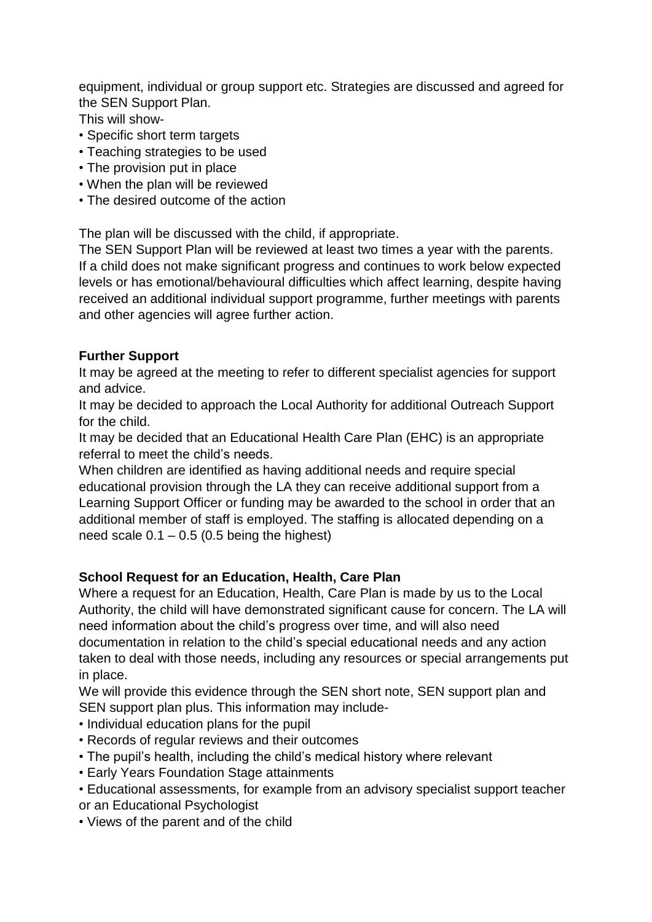equipment, individual or group support etc. Strategies are discussed and agreed for the SEN Support Plan.

This will show-

- Specific short term targets
- Teaching strategies to be used
- The provision put in place
- When the plan will be reviewed
- The desired outcome of the action

The plan will be discussed with the child, if appropriate.

The SEN Support Plan will be reviewed at least two times a year with the parents.

If a child does not make significant progress and continues to work below expected levels or has emotional/behavioural difficulties which affect learning, despite having received an additional individual support programme, further meetings with parents and other agencies will agree further action.

**Further Support**

It may be agreed at the meeting to refer to different specialist agencies for support and advice.

It may be decided to approach the Local Authority for additional Outreach Support for the child.

It may be decided that an Educational Health Care Plan (EHC) is an appropriate referral to meet the child's needs.

When children are identified as having additional needs and require special educational provision through the LA they can receive additional support from a Learning Support Officer or funding may be awarded to the school in order that an additional member of staff is employed. The staffing is allocated depending on a need scale 0.1 – 0.5 (0.5 being the highest)

**School Request for an Education, Health, Care Plan**

Where a request for an Education, Health, Care Plan is made by us to the Local Authority, the child will have demonstrated significant cause for concern. The LA will need information about the child's progress over time, and will also need documentation in relation to the child's special educational needs and any action taken to deal with those needs, including any resources or special arrangements put in place.

We will provide this evidence through the SEN short note, SEN support plan and SEN support plan plus. This information may include-

- Individual education plans for the pupil
- Records of regular reviews and their outcomes
- The pupil's health, including the child's medical history where relevant
- Early Years Foundation Stage attainments
- Educational assessments, for example from an advisory specialist support teacher or an Educational Psychologist
- Views of the parent and of the child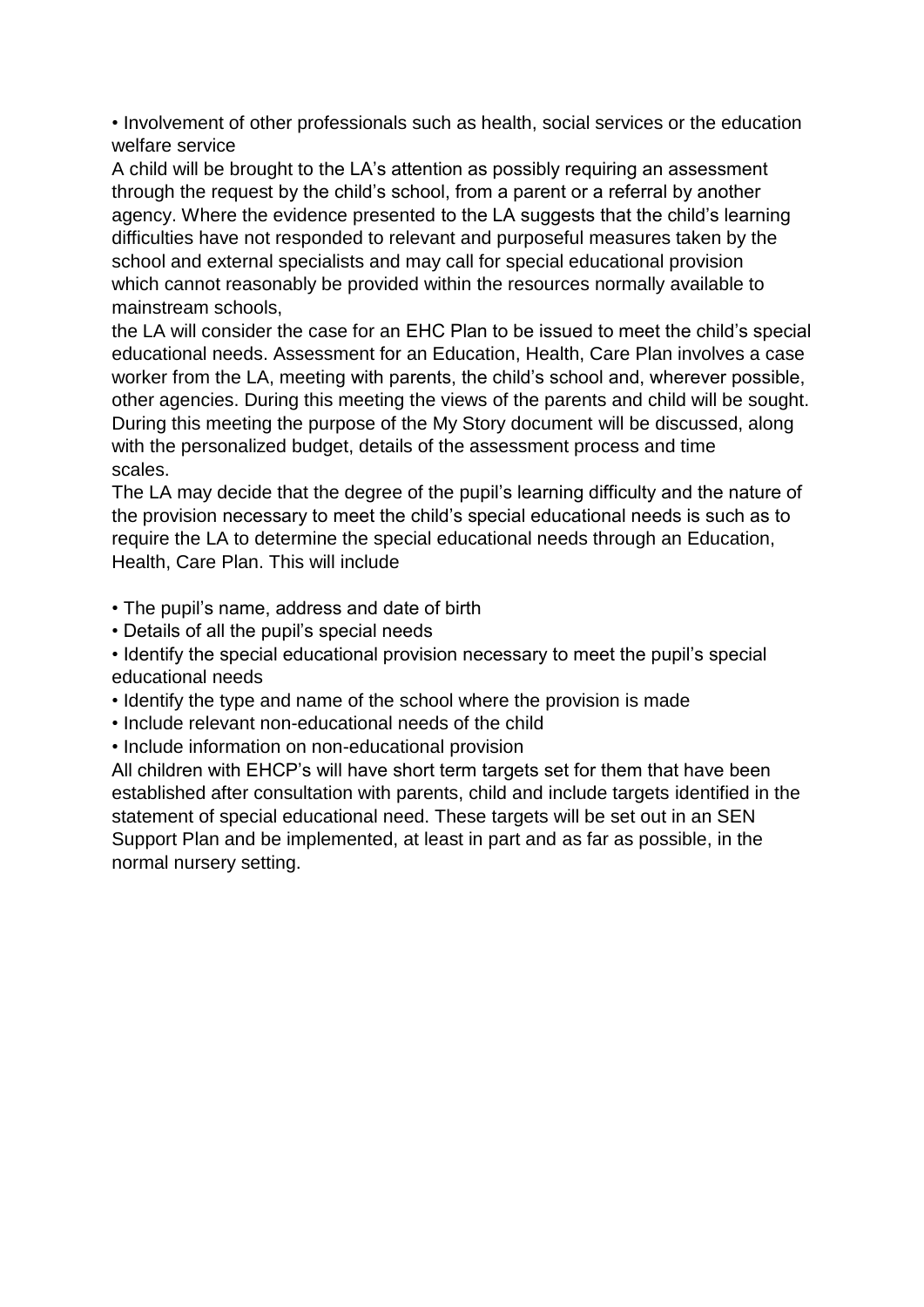- Involvement of other professionals such as health, social services or the education welfare service

A child will be brought to the LA's attention as possibly requiring an assessment through the request by the child's school, from a parent or a referral by another agency. Where the evidence presented to the LA suggests that the child's learning difficulties have not responded to relevant and purposeful measures taken by the school and external specialists and may call for special educational provision which cannot reasonably be provided within the resources normally available to mainstream schools,

the LA will consider the case for an EHC Plan to be issued to meet the child's special educational needs. Assessment for an Education, Health, Care Plan involves a case worker from the LA, meeting with parents, the child's school and, wherever possible, other agencies. During this meeting the views of the parents and child will be sought. During this meeting the purpose of the My Story document will be discussed, along with the personalized budget, details of the assessment process and time scales.

The LA may decide that the degree of the pupil's learning difficulty and the nature of the provision necessary to meet the child's special educational needs is such as to require the LA to determine the special educational needs through an Education, Health, Care Plan. This will include

- The pupil's name, address and date of birth
- Details of all the pupil's special needs
- Identify the special educational provision necessary to meet the pupil's special educational needs
- Identify the type and name of the school where the provision is made
- Include relevant non-educational needs of the child
- Include information on non-educational provision

All children with EHCP's will have short term targets set for them that have been established after consultation with parents, child and include targets identified in the statement of special educational need. These targets will be set out in an SEN Support Plan and be implemented, at least in part and as far as possible, in the normal nursery setting.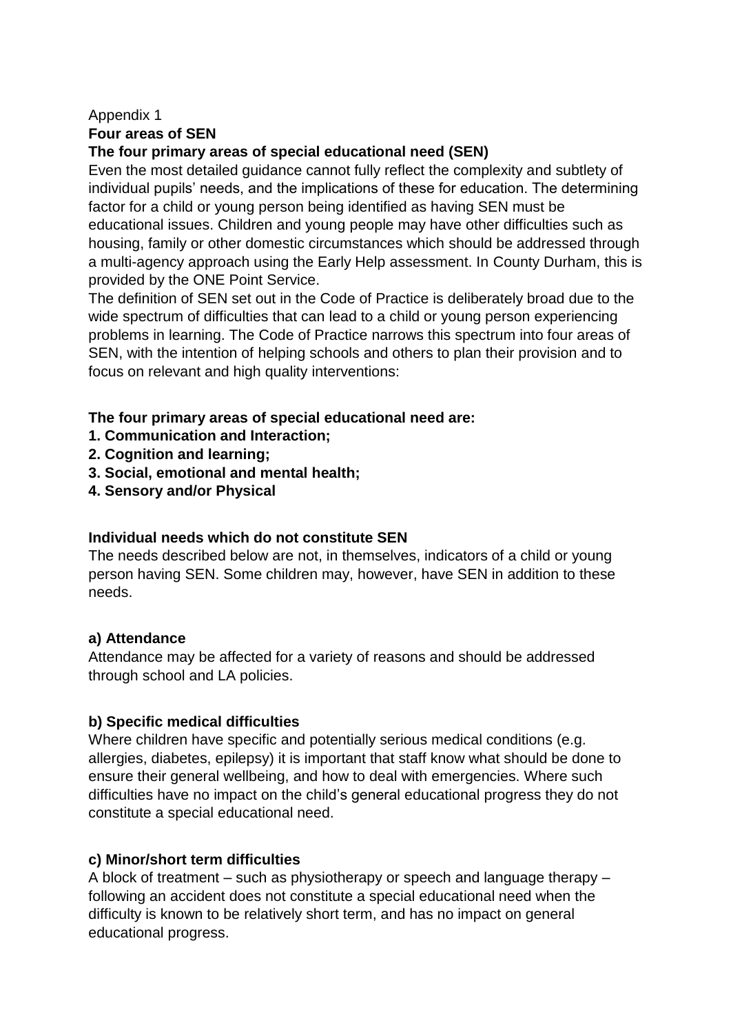Appendix 1

## Four areas of SEN

### The four primary areas of special educational need (SEN)

Even the most detailed guidance cannot fully reflect the complexity and subtlety of individual pupils' needs, and the implications of these for education. The determining factor for a child or young person being identified as having SEN must be educational issues. Children and young people may have other difficulties such as housing, family or other domestic circumstances which should be addressed through a multi-agency approach using the Early Help assessment. In County Durham, this is provided by the ONE Point Service.

The definition of SEN set out in the Code of Practice is deliberately broad due to the wide spectrum of difficulties that can lead to a child or young person experiencing problems in learning. The Code of Practice narrows this spectrum into four areas of SEN, with the intention of helping schools and others to plan their provision and to focus on relevant and high quality interventions:

**The four primary areas of special educational need are:**

1. **Communication and Interaction;**
2. **Cognition and learning;**
3. **Social, emotional and mental health;**
4. **Sensory and/or Physical**

### Individual needs which do not constitute SEN

The needs described below are not, in themselves, indicators of a child or young person having SEN. Some children may, however, have SEN in addition to these needs.

#### a) Attendance

Attendance may be affected for a variety of reasons and should be addressed through school and LA policies.

#### b) Specific medical difficulties

Where children have specific and potentially serious medical conditions (e.g. allergies, diabetes, epilepsy) it is important that staff know what should be done to ensure their general wellbeing, and how to deal with emergencies. Where such difficulties have no impact on the child's general educational progress they do not constitute a special educational need.

#### c) Minor/short term difficulties

A block of treatment – such as physiotherapy or speech and language therapy – following an accident does not constitute a special educational need when the difficulty is known to be relatively short term, and has no impact on general educational progress.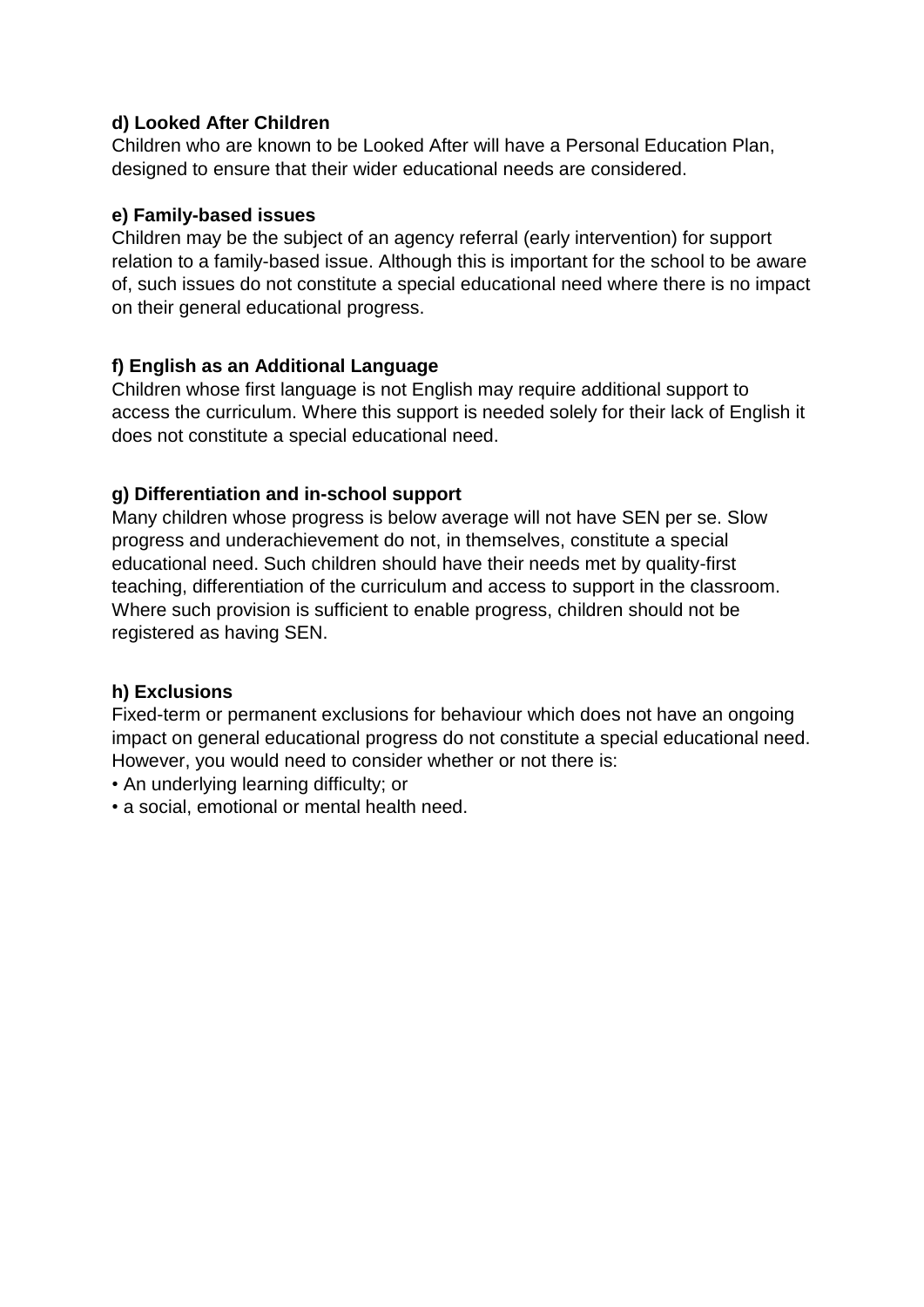**d) Looked After Children**

Children who are known to be Looked After will have a Personal Education Plan, designed to ensure that their wider educational needs are considered.

**e) Family-based issues**

Children may be the subject of an agency referral (early intervention) for support relation to a family-based issue. Although this is important for the school to be aware of, such issues do not constitute a special educational need where there is no impact on their general educational progress.

**f) English as an Additional Language**

Children whose first language is not English may require additional support to access the curriculum. Where this support is needed solely for their lack of English it does not constitute a special educational need.

**g) Differentiation and in-school support**

Many children whose progress is below average will not have SEN per se. Slow progress and underachievement do not, in themselves, constitute a special educational need. Such children should have their needs met by quality-first teaching, differentiation of the curriculum and access to support in the classroom. Where such provision is sufficient to enable progress, children should not be registered as having SEN.

**h) Exclusions**

Fixed-term or permanent exclusions for behaviour which does not have an ongoing impact on general educational progress do not constitute a special educational need. However, you would need to consider whether or not there is:

- An underlying learning difficulty; or
- a social, emotional or mental health need.